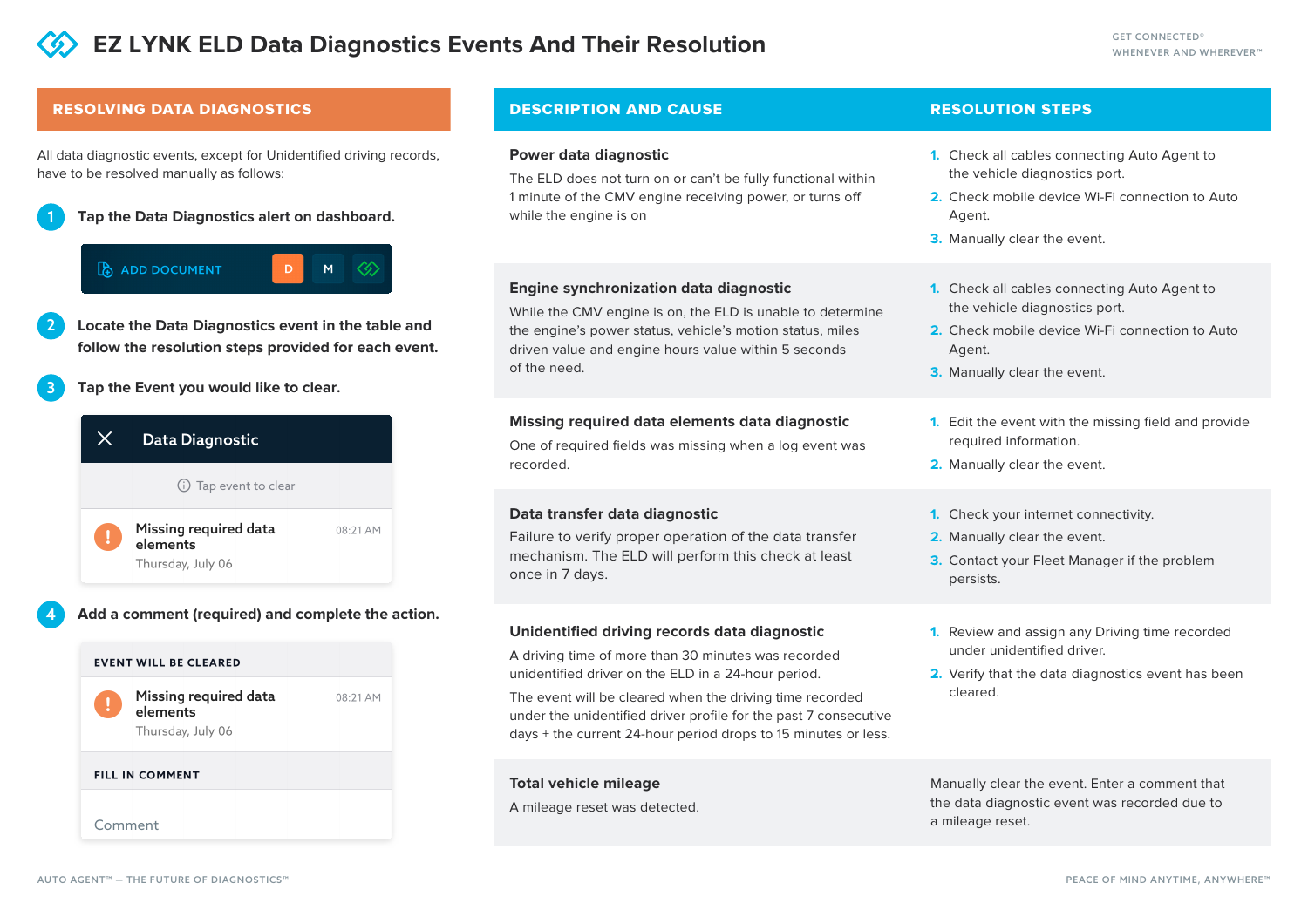# EZ LYNK ELD Data Diagnostics Events And Their Resolution

GET CONNECTED®
WHENEVER AND WHEREVER™

## RESOLVING DATA DIAGNOSTICS

All data diagnostic events, except for Unidentified driving records, have to be resolved manually as follows:

1. **Tap the Data Diagnostics alert on dashboard.**

   ADD DOCUMENT D M

2. **Locate the Data Diagnostics event in the table and follow the resolution steps provided for each event.**

3. **Tap the Event you would like to clear.**

   Data Diagnostic

   Tap event to clear

   Missing required data elements — 08:21 AM — Thursday, July 06

4. **Add a comment (required) and complete the action.**

   EVENT WILL BE CLEARED

   Missing required data elements — 08:21 AM — Thursday, July 06

   FILL IN COMMENT

   Comment

| DESCRIPTION AND CAUSE | RESOLUTION STEPS |
| --- | --- |
| **Power data diagnostic**<br>The ELD does not turn on or can't be fully functional within 1 minute of the CMV engine receiving power, or turns off while the engine is on | 1. Check all cables connecting Auto Agent to the vehicle diagnostics port.<br>2. Check mobile device Wi-Fi connection to Auto Agent.<br>3. Manually clear the event. |
| **Engine synchronization data diagnostic**<br>While the CMV engine is on, the ELD is unable to determine the engine's power status, vehicle's motion status, miles driven value and engine hours value within 5 seconds of the need. | 1. Check all cables connecting Auto Agent to the vehicle diagnostics port.<br>2. Check mobile device Wi-Fi connection to Auto Agent.<br>3. Manually clear the event. |
| **Missing required data elements data diagnostic**<br>One of required fields was missing when a log event was recorded. | 1. Edit the event with the missing field and provide required information.<br>2. Manually clear the event. |
| **Data transfer data diagnostic**<br>Failure to verify proper operation of the data transfer mechanism. The ELD will perform this check at least once in 7 days. | 1. Check your internet connectivity.<br>2. Manually clear the event.<br>3. Contact your Fleet Manager if the problem persists. |
| **Unidentified driving records data diagnostic**<br>A driving time of more than 30 minutes was recorded unidentified driver on the ELD in a 24-hour period.<br>The event will be cleared when the driving time recorded under the unidentified driver profile for the past 7 consecutive days + the current 24-hour period drops to 15 minutes or less. | 1. Review and assign any Driving time recorded under unidentified driver.<br>2. Verify that the data diagnostics event has been cleared. |
| **Total vehicle mileage**<br>A mileage reset was detected. | Manually clear the event. Enter a comment that the data diagnostic event was recorded due to a mileage reset. |

AUTO AGENT™ — THE FUTURE OF DIAGNOSTICS™

PEACE OF MIND ANYTIME, ANYWHERE™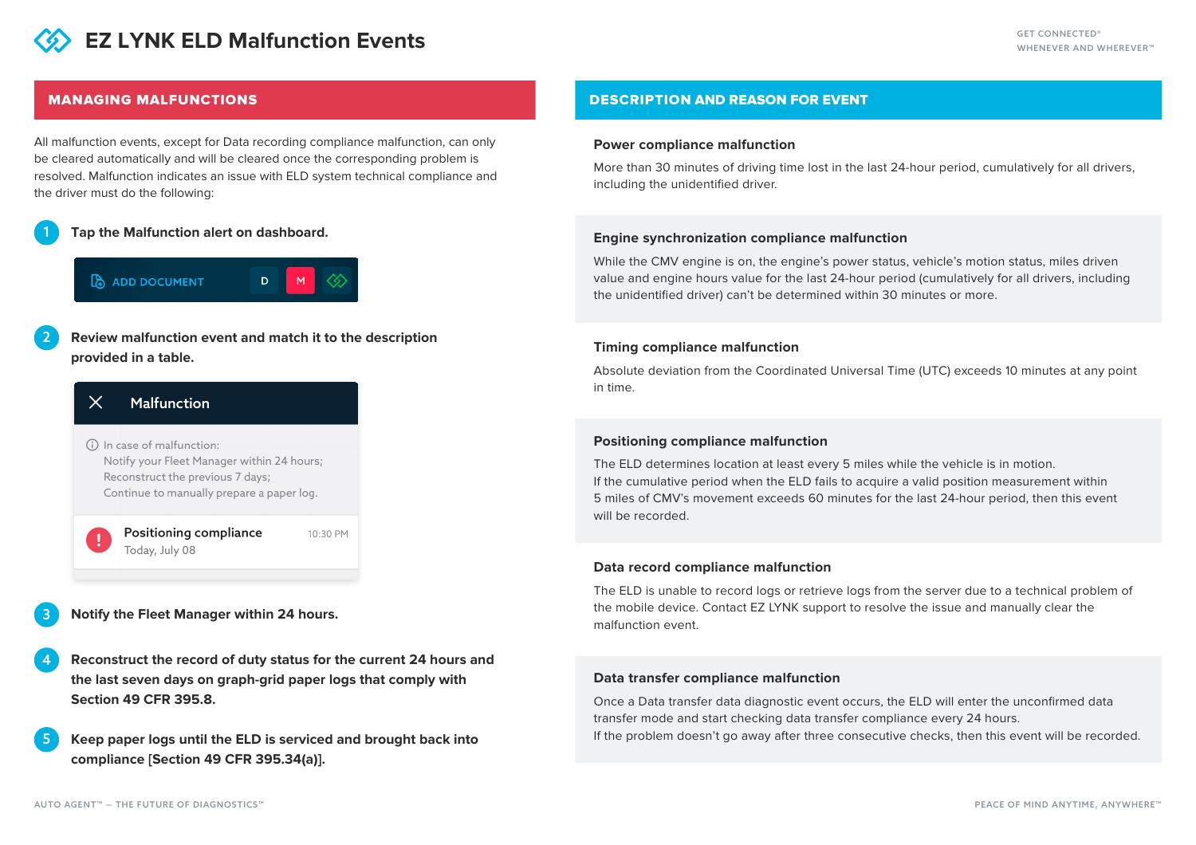# EZ LYNK ELD Malfunction Events

GET CONNECTED®
WHENEVER AND WHEREVER™

## MANAGING MALFUNCTIONS

All malfunction events, except for Data recording compliance malfunction, can only be cleared automatically and will be cleared once the corresponding problem is resolved. Malfunction indicates an issue with ELD system technical compliance and the driver must do the following:

1. **Tap the Malfunction alert on dashboard.**

   ADD DOCUMENT D M

2. **Review malfunction event and match it to the description provided in a table.**

   Malfunction

   In case of malfunction:
   Notify your Fleet Manager within 24 hours;
   Reconstruct the previous 7 days;
   Continue to manually prepare a paper log.

   Positioning compliance 10:30 PM
   Today, July 08

3. **Notify the Fleet Manager within 24 hours.**

4. **Reconstruct the record of duty status for the current 24 hours and the last seven days on graph-grid paper logs that comply with Section 49 CFR 395.8.**

5. **Keep paper logs until the ELD is serviced and brought back into compliance [Section 49 CFR 395.34(a)].**

## DESCRIPTION AND REASON FOR EVENT

### Power compliance malfunction

More than 30 minutes of driving time lost in the last 24-hour period, cumulatively for all drivers, including the unidentified driver.

### Engine synchronization compliance malfunction

While the CMV engine is on, the engine's power status, vehicle's motion status, miles driven value and engine hours value for the last 24-hour period (cumulatively for all drivers, including the unidentified driver) can't be determined within 30 minutes or more.

### Timing compliance malfunction

Absolute deviation from the Coordinated Universal Time (UTC) exceeds 10 minutes at any point in time.

### Positioning compliance malfunction

The ELD determines location at least every 5 miles while the vehicle is in motion.
If the cumulative period when the ELD fails to acquire a valid position measurement within 5 miles of CMV's movement exceeds 60 minutes for the last 24-hour period, then this event will be recorded.

### Data record compliance malfunction

The ELD is unable to record logs or retrieve logs from the server due to a technical problem of the mobile device. Contact EZ LYNK support to resolve the issue and manually clear the malfunction event.

### Data transfer compliance malfunction

Once a Data transfer data diagnostic event occurs, the ELD will enter the unconfirmed data transfer mode and start checking data transfer compliance every 24 hours.
If the problem doesn't go away after three consecutive checks, then this event will be recorded.

AUTO AGENT™ — THE FUTURE OF DIAGNOSTICS™

PEACE OF MIND ANYTIME, ANYWHERE™